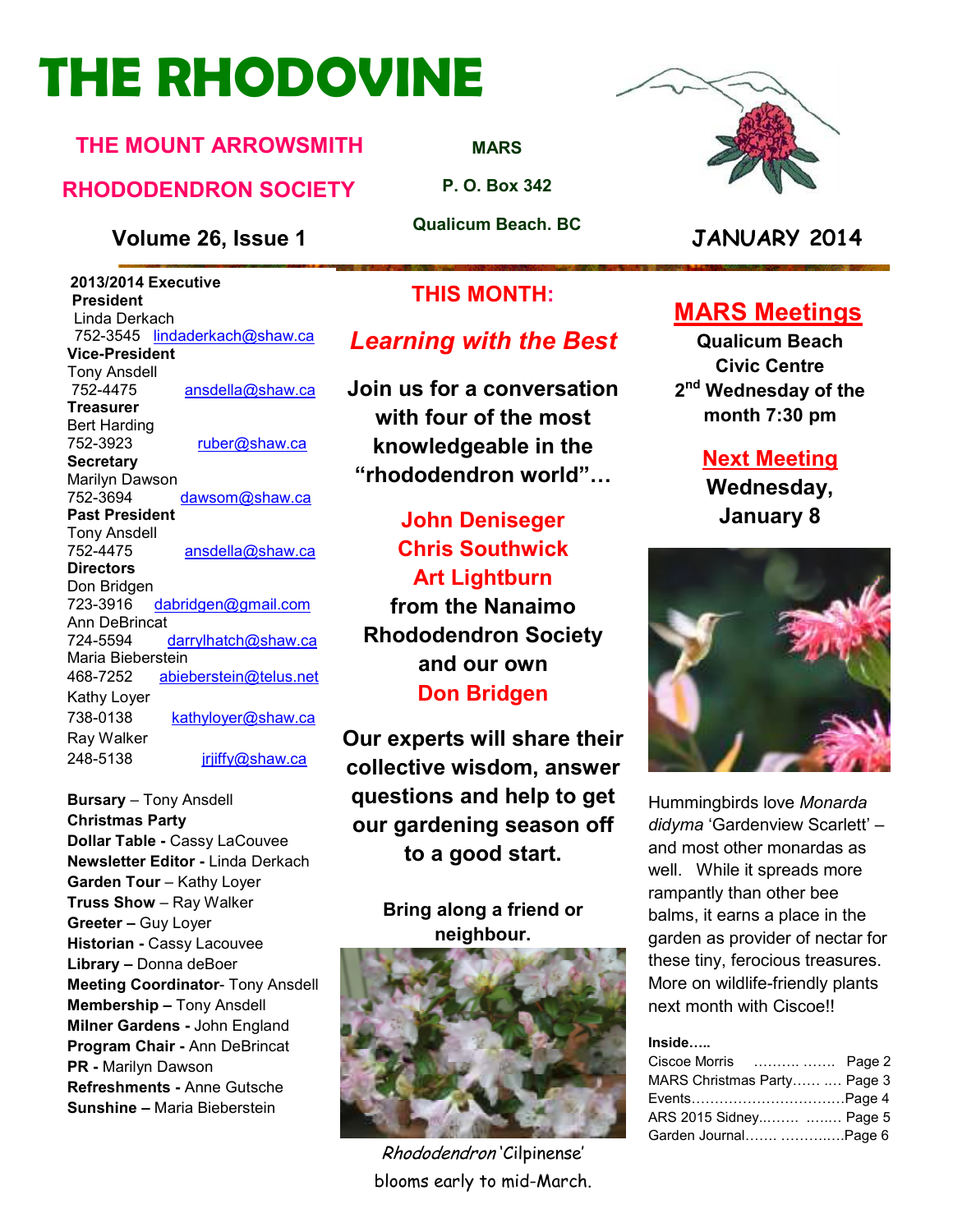# THE RHODOVINE

## THE MOUNT ARROWSMITH RHODODENDRON SOCIETY

**MARS**
**P. O. Box 342**
**Qualicum Beach. BC**

**Volume 26, Issue 1** — **JANUARY 2014**

**2013/2014 Executive**

**President**
Linda Derkach
752-3545 lindaderkach@shaw.ca

**Vice-President**
Tony Ansdell
752-4475 ansdella@shaw.ca

**Treasurer**
Bert Harding
752-3923 ruber@shaw.ca

**Secretary**
Marilyn Dawson
752-3694 dawsom@shaw.ca

**Past President**
Tony Ansdell
752-4475 ansdella@shaw.ca

**Directors**
Don Bridgen
723-3916 dabridgen@gmail.com
Ann DeBrincat
724-5594 darrylhatch@shaw.ca
Maria Bieberstein
468-7252 abieberstein@telus.net
Kathy Loyer
738-0138 kathyloyer@shaw.ca
Ray Walker
248-5138 jrjiffy@shaw.ca

**Bursary** – Tony Ansdell
**Christmas Party**
**Dollar Table -** Cassy LaCouvee
**Newsletter Editor -** Linda Derkach
**Garden Tour** – Kathy Loyer
**Truss Show** – Ray Walker
**Greeter –** Guy Loyer
**Historian -** Cassy Lacouvee
**Library –** Donna deBoer
**Meeting Coordinator**- Tony Ansdell
**Membership –** Tony Ansdell
**Milner Gardens -** John England
**Program Chair -** Ann DeBrincat
**PR -** Marilyn Dawson
**Refreshments -** Anne Gutsche
**Sunshine –** Maria Bieberstein

## THIS MONTH:

### *Learning with the Best*

**Join us for a conversation with four of the most knowledgeable in the "rhododendron world"…**

**John Deniseger**
**Chris Southwick**
**Art Lightburn**
**from the Nanaimo Rhododendron Society and our own**
**Don Bridgen**

**Our experts will share their collective wisdom, answer questions and help to get our gardening season off to a good start.**

**Bring along a friend or neighbour.**

*Rhododendron* 'Cilpinense' blooms early to mid-March.

## MARS Meetings

**Qualicum Beach Civic Centre**
**2nd Wednesday of the month 7:30 pm**

### Next Meeting

**Wednesday, January 8**

Hummingbirds love *Monarda didyma* 'Gardenview Scarlett' – and most other monardas as well. While it spreads more rampantly than other bee balms, it earns a place in the garden as provider of nectar for these tiny, ferocious treasures. More on wildlife-friendly plants next month with Ciscoe!!

**Inside…..**

Ciscoe Morris ………. ……. Page 2
MARS Christmas Party…… …. Page 3
Events……………………………Page 4
ARS 2015 Sidney..…… …….. Page 5
Garden Journal……. ………..…Page 6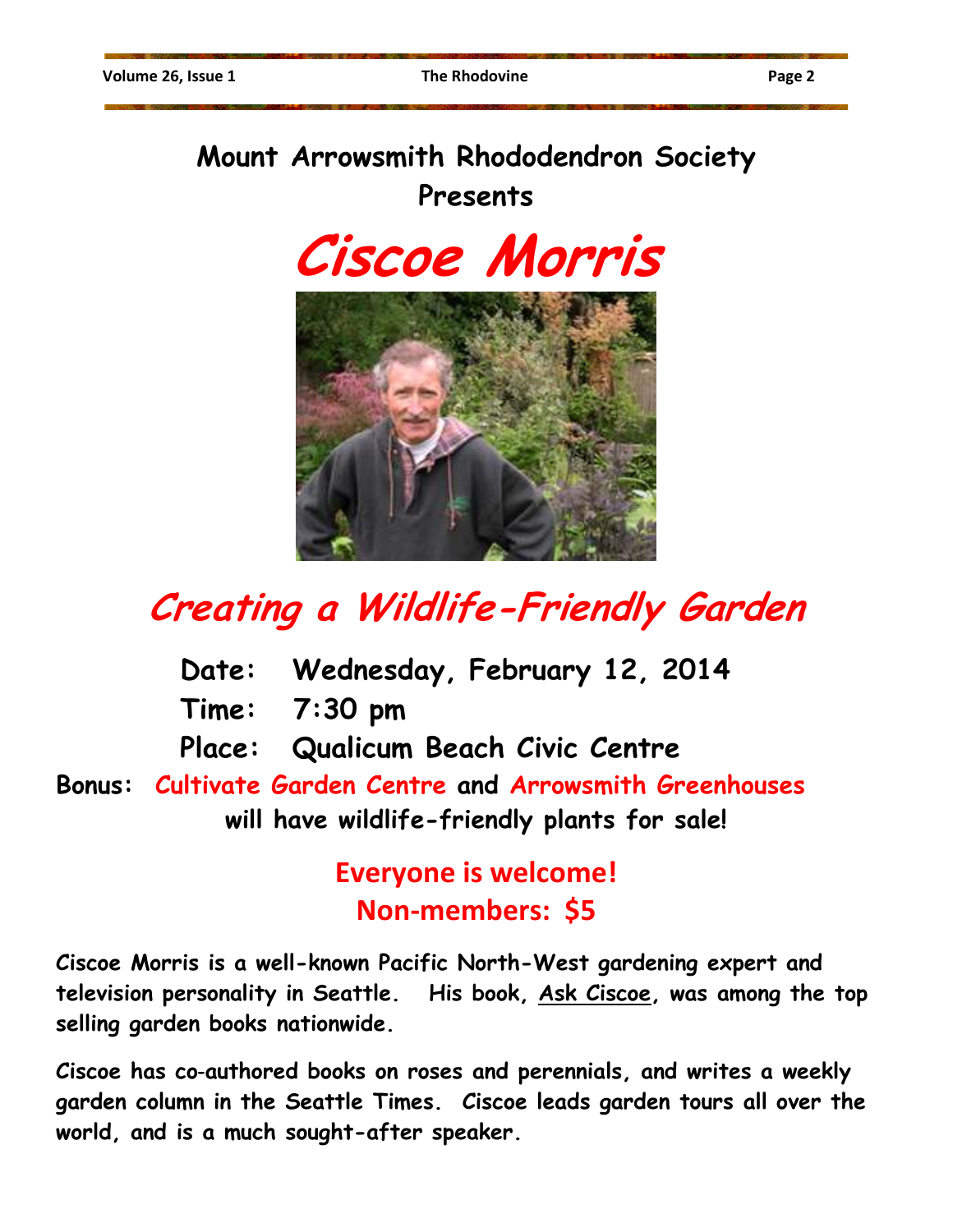## Mount Arrowsmith Rhododendron Society Presents

# Ciscoe Morris

## Creating a Wildlife-Friendly Garden

**Date:** Wednesday, February 12, 2014

**Time:** 7:30 pm

**Place:** Qualicum Beach Civic Centre

**Bonus:** **Cultivate Garden Centre** and **Arrowsmith Greenhouses** will have wildlife-friendly plants for sale!

**Everyone is welcome!**
**Non-members: $5**

**Ciscoe Morris is a well-known Pacific North-West gardening expert and television personality in Seattle. His book, Ask Ciscoe, was among the top selling garden books nationwide.**

**Ciscoe has co-authored books on roses and perennials, and writes a weekly garden column in the Seattle Times. Ciscoe leads garden tours all over the world, and is a much sought-after speaker.**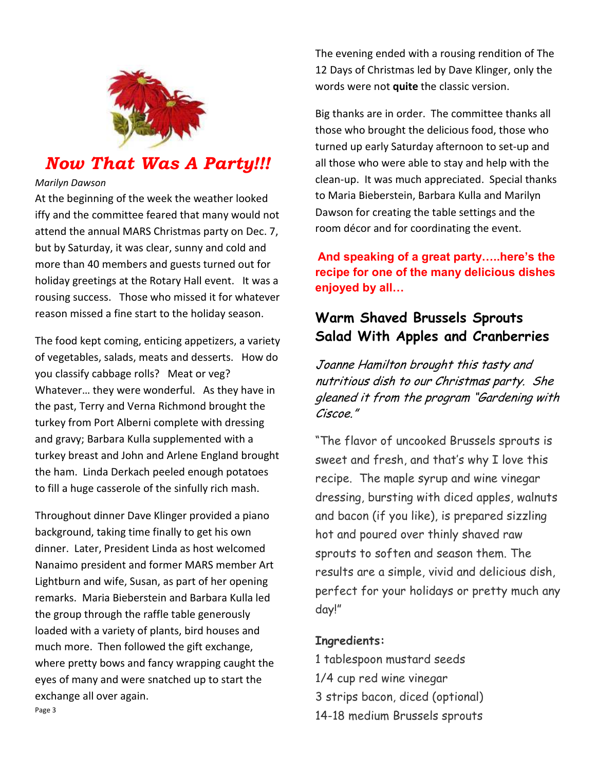# *Now That Was A Party!!!*

*Marilyn Dawson*

At the beginning of the week the weather looked iffy and the committee feared that many would not attend the annual MARS Christmas party on Dec. 7, but by Saturday, it was clear, sunny and cold and more than 40 members and guests turned out for holiday greetings at the Rotary Hall event. It was a rousing success. Those who missed it for whatever reason missed a fine start to the holiday season.

The food kept coming, enticing appetizers, a variety of vegetables, salads, meats and desserts. How do you classify cabbage rolls? Meat or veg? Whatever… they were wonderful. As they have in the past, Terry and Verna Richmond brought the turkey from Port Alberni complete with dressing and gravy; Barbara Kulla supplemented with a turkey breast and John and Arlene England brought the ham. Linda Derkach peeled enough potatoes to fill a huge casserole of the sinfully rich mash.

Throughout dinner Dave Klinger provided a piano background, taking time finally to get his own dinner. Later, President Linda as host welcomed Nanaimo president and former MARS member Art Lightburn and wife, Susan, as part of her opening remarks. Maria Bieberstein and Barbara Kulla led the group through the raffle table generously loaded with a variety of plants, bird houses and much more. Then followed the gift exchange, where pretty bows and fancy wrapping caught the eyes of many and were snatched up to start the exchange all over again.

The evening ended with a rousing rendition of The 12 Days of Christmas led by Dave Klinger, only the words were not **quite** the classic version.

Big thanks are in order. The committee thanks all those who brought the delicious food, those who turned up early Saturday afternoon to set-up and all those who were able to stay and help with the clean-up. It was much appreciated. Special thanks to Maria Bieberstein, Barbara Kulla and Marilyn Dawson for creating the table settings and the room décor and for coordinating the event.

**And speaking of a great party…..here's the recipe for one of the many delicious dishes enjoyed by all…**

## Warm Shaved Brussels Sprouts Salad With Apples and Cranberries

*Joanne Hamilton brought this tasty and nutritious dish to our Christmas party. She gleaned it from the program "Gardening with Ciscoe."*

"The flavor of uncooked Brussels sprouts is sweet and fresh, and that's why I love this recipe. The maple syrup and wine vinegar dressing, bursting with diced apples, walnuts and bacon (if you like), is prepared sizzling hot and poured over thinly shaved raw sprouts to soften and season them. The results are a simple, vivid and delicious dish, perfect for your holidays or pretty much any day!"

**Ingredients:**

1 tablespoon mustard seeds
1/4 cup red wine vinegar
3 strips bacon, diced (optional)
14-18 medium Brussels sprouts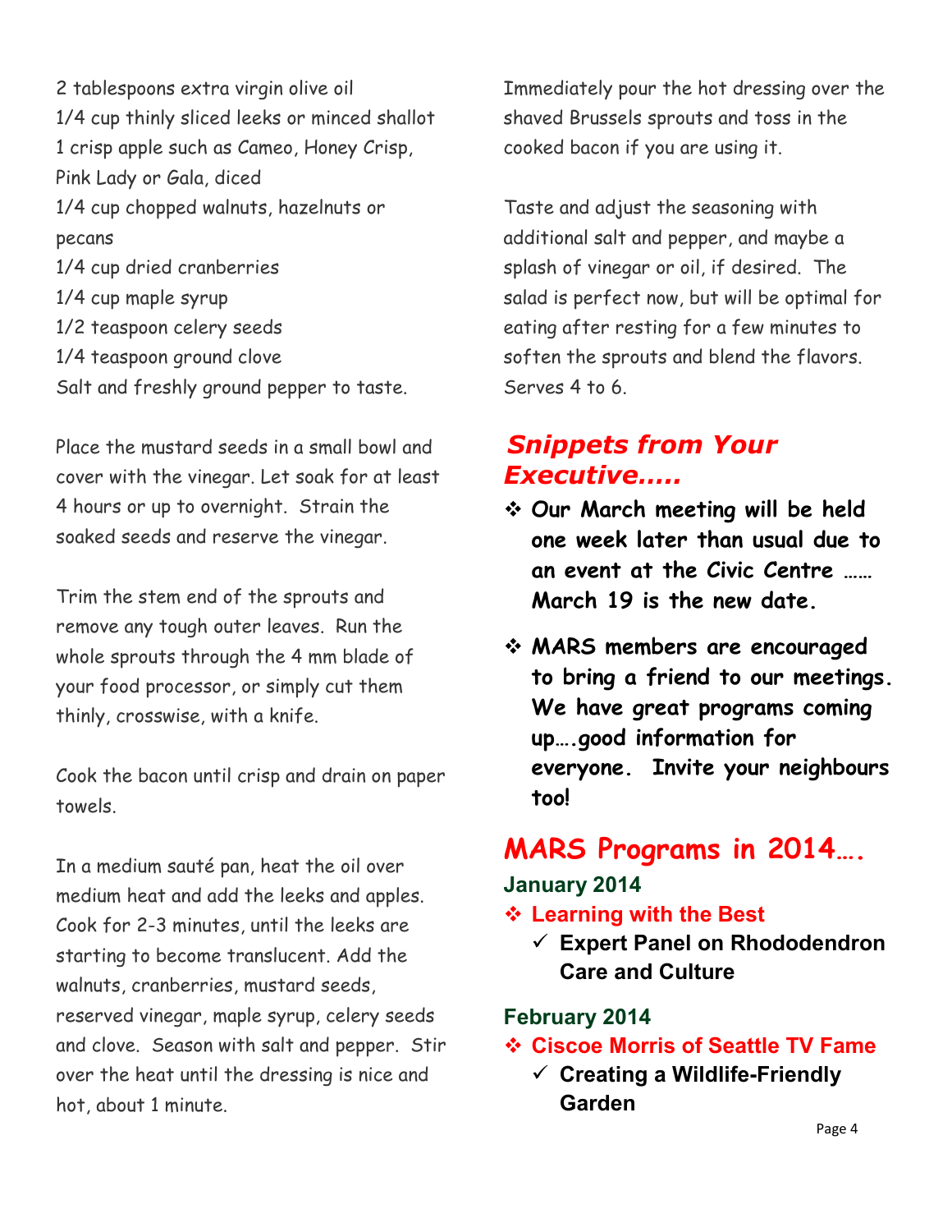2 tablespoons extra virgin olive oil
1/4 cup thinly sliced leeks or minced shallot
1 crisp apple such as Cameo, Honey Crisp, Pink Lady or Gala, diced
1/4 cup chopped walnuts, hazelnuts or pecans
1/4 cup dried cranberries
1/4 cup maple syrup
1/2 teaspoon celery seeds
1/4 teaspoon ground clove
Salt and freshly ground pepper to taste.

Place the mustard seeds in a small bowl and cover with the vinegar. Let soak for at least 4 hours or up to overnight. Strain the soaked seeds and reserve the vinegar.

Trim the stem end of the sprouts and remove any tough outer leaves. Run the whole sprouts through the 4 mm blade of your food processor, or simply cut them thinly, crosswise, with a knife.

Cook the bacon until crisp and drain on paper towels.

In a medium sauté pan, heat the oil over medium heat and add the leeks and apples. Cook for 2-3 minutes, until the leeks are starting to become translucent. Add the walnuts, cranberries, mustard seeds, reserved vinegar, maple syrup, celery seeds and clove. Season with salt and pepper. Stir over the heat until the dressing is nice and hot, about 1 minute.

Immediately pour the hot dressing over the shaved Brussels sprouts and toss in the cooked bacon if you are using it.

Taste and adjust the seasoning with additional salt and pepper, and maybe a splash of vinegar or oil, if desired. The salad is perfect now, but will be optimal for eating after resting for a few minutes to soften the sprouts and blend the flavors. Serves 4 to 6.

## *Snippets from Your Executive…..*

- **Our March meeting will be held one week later than usual due to an event at the Civic Centre …… March 19 is the new date.**
- **MARS members are encouraged to bring a friend to our meetings. We have great programs coming up….good information for everyone. Invite your neighbours too!**

## MARS Programs in 2014….

### January 2014

- **Learning with the Best**
  - ✓ **Expert Panel on Rhododendron Care and Culture**

### February 2014

- **Ciscoe Morris of Seattle TV Fame**
  - ✓ **Creating a Wildlife-Friendly Garden**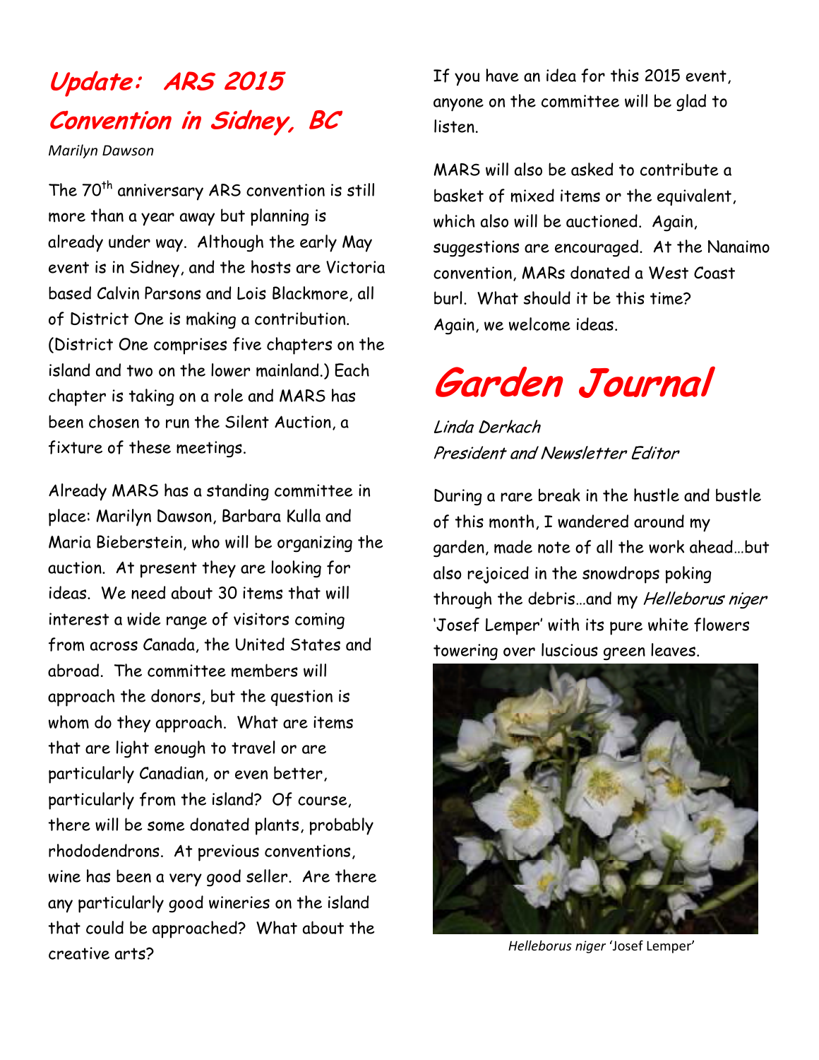## Update: ARS 2015 Convention in Sidney, BC

*Marilyn Dawson*

The 70th anniversary ARS convention is still more than a year away but planning is already under way. Although the early May event is in Sidney, and the hosts are Victoria based Calvin Parsons and Lois Blackmore, all of District One is making a contribution. (District One comprises five chapters on the island and two on the lower mainland.) Each chapter is taking on a role and MARS has been chosen to run the Silent Auction, a fixture of these meetings.

Already MARS has a standing committee in place: Marilyn Dawson, Barbara Kulla and Maria Bieberstein, who will be organizing the auction. At present they are looking for ideas. We need about 30 items that will interest a wide range of visitors coming from across Canada, the United States and abroad. The committee members will approach the donors, but the question is whom do they approach. What are items that are light enough to travel or are particularly Canadian, or even better, particularly from the island? Of course, there will be some donated plants, probably rhododendrons. At previous conventions, wine has been a very good seller. Are there any particularly good wineries on the island that could be approached? What about the creative arts?

If you have an idea for this 2015 event, anyone on the committee will be glad to listen.

MARS will also be asked to contribute a basket of mixed items or the equivalent, which also will be auctioned. Again, suggestions are encouraged. At the Nanaimo convention, MARs donated a West Coast burl. What should it be this time? Again, we welcome ideas.

# Garden Journal

*Linda Derkach*
*President and Newsletter Editor*

During a rare break in the hustle and bustle of this month, I wandered around my garden, made note of all the work ahead…but also rejoiced in the snowdrops poking through the debris…and my *Helleborus niger* 'Josef Lemper' with its pure white flowers towering over luscious green leaves.

*Helleborus niger* 'Josef Lemper'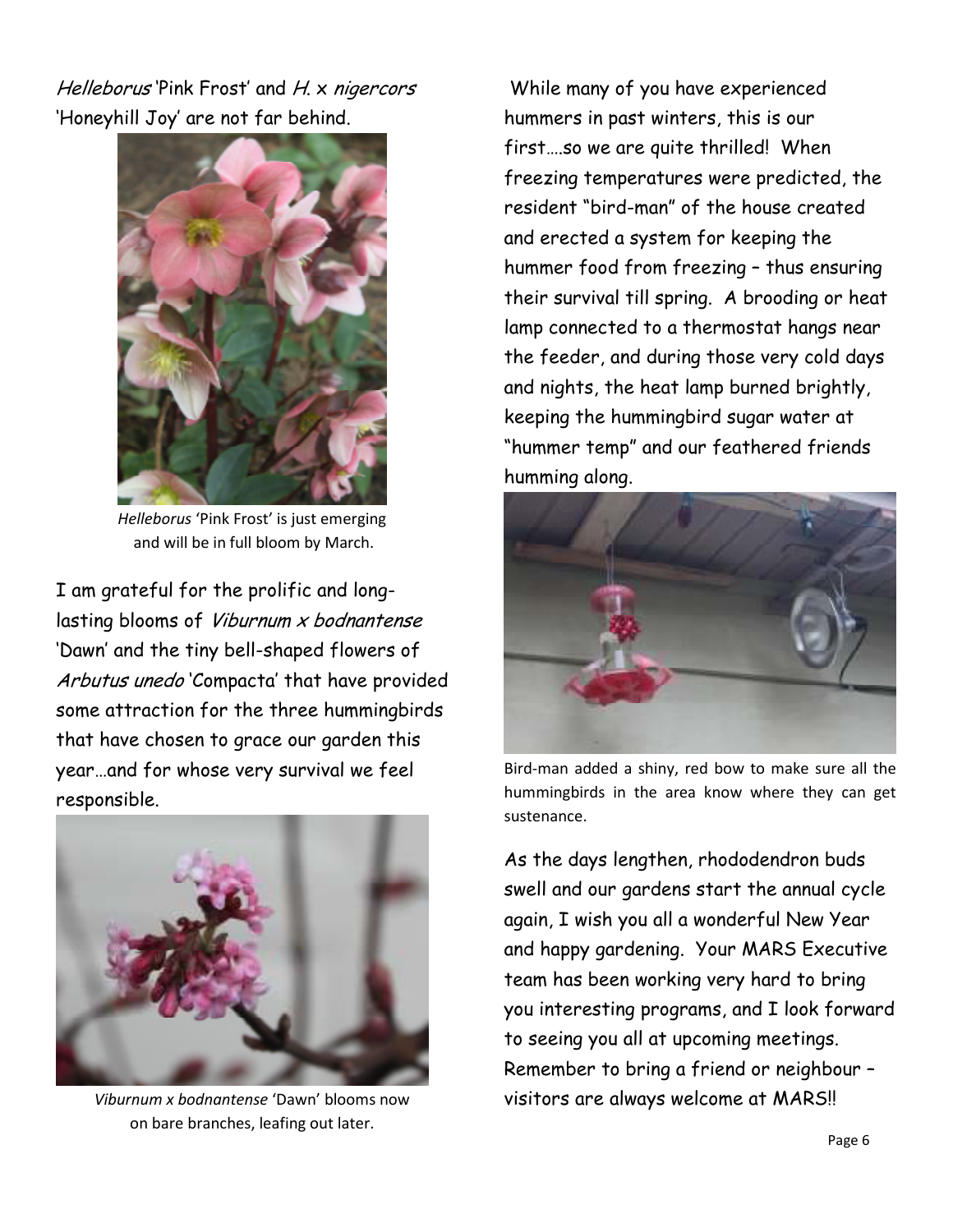*Helleborus* 'Pink Frost' and *H. x nigercors* 'Honeyhill Joy' are not far behind.

*Helleborus* 'Pink Frost' is just emerging and will be in full bloom by March.

I am grateful for the prolific and long-lasting blooms of *Viburnum x bodnantense* 'Dawn' and the tiny bell-shaped flowers of *Arbutus unedo* 'Compacta' that have provided some attraction for the three hummingbirds that have chosen to grace our garden this year…and for whose very survival we feel responsible.

*Viburnum x bodnantense* 'Dawn' blooms now on bare branches, leafing out later.

While many of you have experienced hummers in past winters, this is our first….so we are quite thrilled! When freezing temperatures were predicted, the resident "bird-man" of the house created and erected a system for keeping the hummer food from freezing – thus ensuring their survival till spring. A brooding or heat lamp connected to a thermostat hangs near the feeder, and during those very cold days and nights, the heat lamp burned brightly, keeping the hummingbird sugar water at "hummer temp" and our feathered friends humming along.

Bird-man added a shiny, red bow to make sure all the hummingbirds in the area know where they can get sustenance.

As the days lengthen, rhododendron buds swell and our gardens start the annual cycle again, I wish you all a wonderful New Year and happy gardening. Your MARS Executive team has been working very hard to bring you interesting programs, and I look forward to seeing you all at upcoming meetings. Remember to bring a friend or neighbour – visitors are always welcome at MARS!!